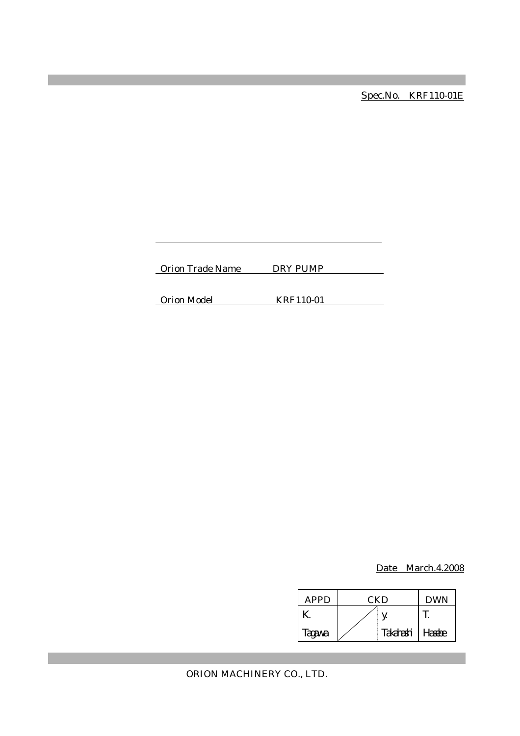Spec.No.　KRF110-01E

Orion Trade Name　　DRY PUMP

Orion Model　　KRF110-01

Date　March.4.2008

| APPD | CKD | | DWN |
|---|---|---|---|
| K. Tagawa | | y. Takahashi | T. Hasebe |

ORION MACHINERY CO., LTD.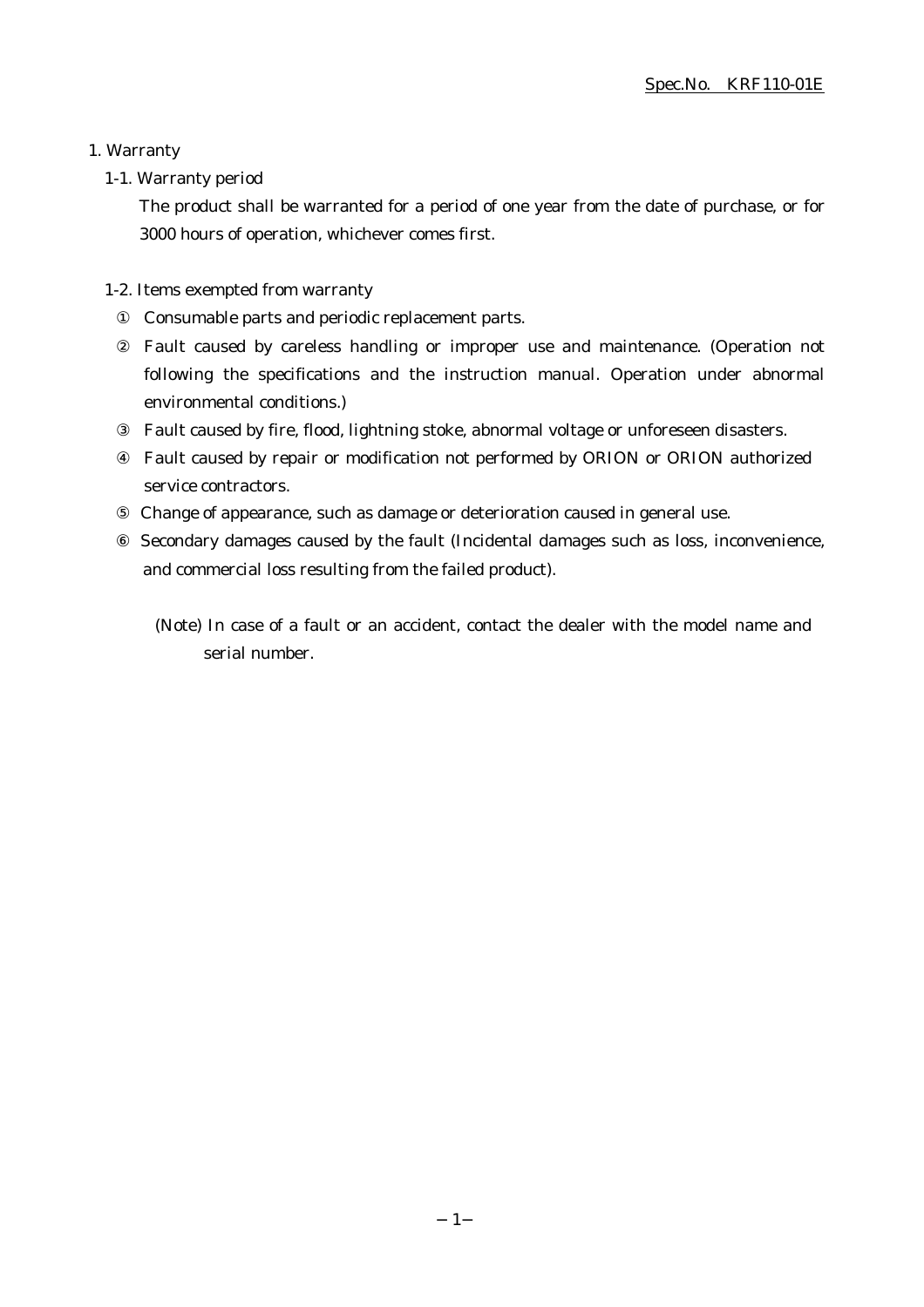# 1. Warranty

## 1-1. Warranty period

The product shall be warranted for a period of one year from the date of purchase, or for 3000 hours of operation, whichever comes first.

## 1-2. Items exempted from warranty

① Consumable parts and periodic replacement parts.

② Fault caused by careless handling or improper use and maintenance. (Operation not following the specifications and the instruction manual. Operation under abnormal environmental conditions.)

③ Fault caused by fire, flood, lightning stoke, abnormal voltage or unforeseen disasters.

④ Fault caused by repair or modification not performed by ORION or ORION authorized service contractors.

⑤ Change of appearance, such as damage or deterioration caused in general use.

⑥ Secondary damages caused by the fault (Incidental damages such as loss, inconvenience, and commercial loss resulting from the failed product).

(Note) In case of a fault or an accident, contact the dealer with the model name and serial number.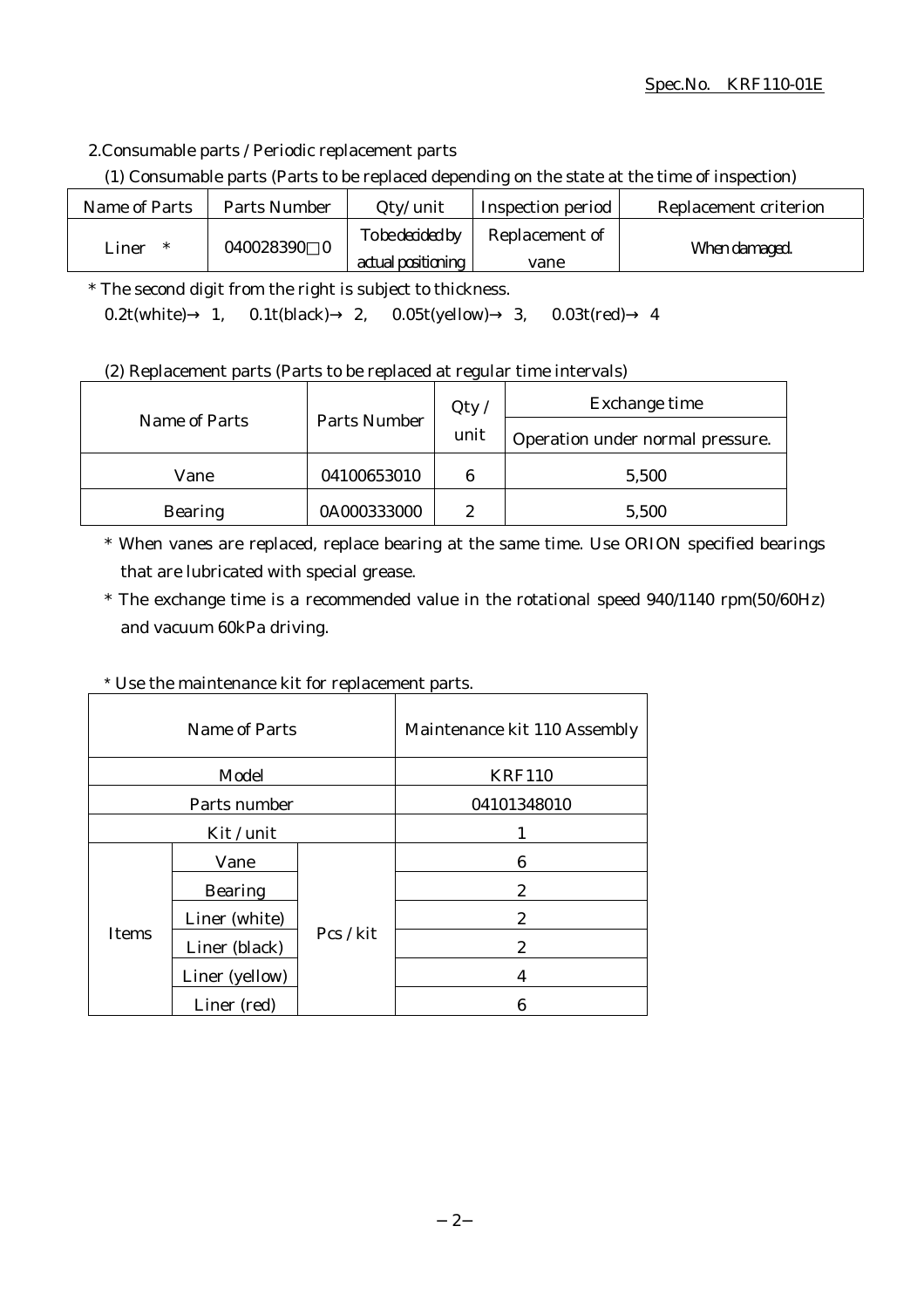## 2.Consumable parts / Periodic replacement parts

(1) Consumable parts (Parts to be replaced depending on the state at the time of inspection)

| Name of Parts | Parts Number | Qty/unit | Inspection period | Replacement criterion |
|---|---|---|---|---|
| Liner * | 040028390□0 | To be decided by actual positioning | Replacement of vane | When damaged. |

* The second digit from the right is subject to thickness.
  0.2t(white)→ 1, 0.1t(black)→ 2, 0.05t(yellow)→ 3, 0.03t(red)→ 4

(2) Replacement parts (Parts to be replaced at regular time intervals)

| Name of Parts | Parts Number | Qty / unit | Exchange time |
|---|---|---|---|
| | | | Operation under normal pressure. |
| Vane | 04100653010 | 6 | 5,500 |
| Bearing | 0A000333000 | 2 | 5,500 |

* When vanes are replaced, replace bearing at the same time. Use ORION specified bearings that are lubricated with special grease.
* The exchange time is a recommended value in the rotational speed 940/1140 rpm(50/60Hz) and vacuum 60kPa driving.

* Use the maintenance kit for replacement parts.

| Name of Parts | | | Maintenance kit 110 Assembly |
|---|---|---|---|
| Model | | | KRF110 |
| Parts number | | | 04101348010 |
| Kit / unit | | | 1 |
| Items | Vane | Pcs / kit | 6 |
| | Bearing | | 2 |
| | Liner (white) | | 2 |
| | Liner (black) | | 2 |
| | Liner (yellow) | | 4 |
| | Liner (red) | | 6 |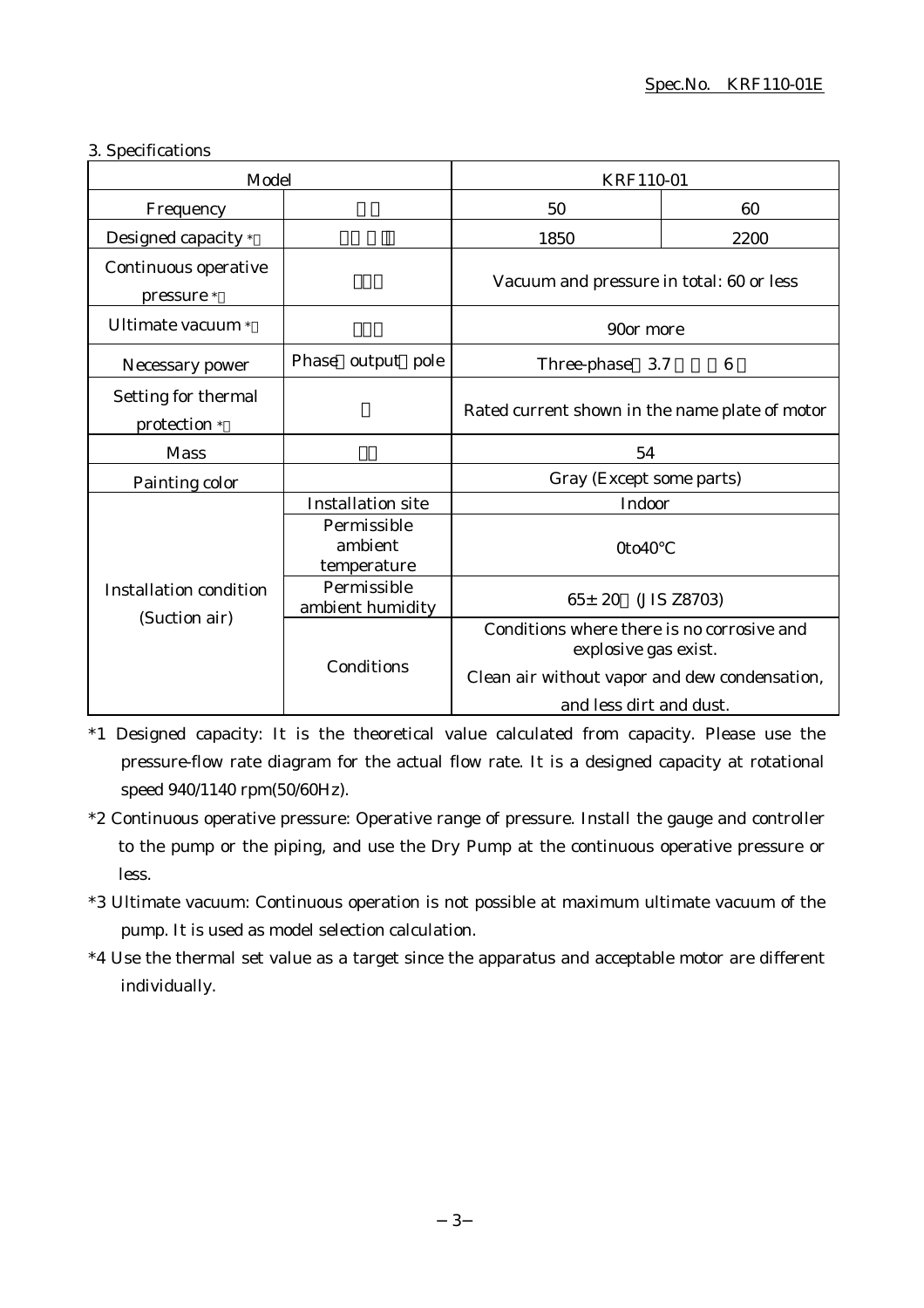3. Specifications

| Model | | KRF110-01 | |
|---|---|---|---|
| Frequency | | 50 | 60 |
| Designed capacity * | | 1850 | 2200 |
| Continuous operative pressure * | | Vacuum and pressure in total: 60 or less | |
| Ultimate vacuum * | | 90or more | |
| Necessary power | Phase output pole | Three-phase 3.7 6 | |
| Setting for thermal protection * | | Rated current shown in the name plate of motor | |
| Mass | | 54 | |
| Painting color | | Gray (Except some parts) | |
| Installation condition (Suction air) | Installation site | Indoor | |
| | Permissible ambient temperature | 0to40°C | |
| | Permissible ambient humidity | 65± 20 (JIS Z8703) | |
| | Conditions | Conditions where there is no corrosive and explosive gas exist. Clean air without vapor and dew condensation, and less dirt and dust. | |

*1 Designed capacity: It is the theoretical value calculated from capacity. Please use the pressure-flow rate diagram for the actual flow rate. It is a designed capacity at rotational speed 940/1140 rpm(50/60Hz).

*2 Continuous operative pressure: Operative range of pressure. Install the gauge and controller to the pump or the piping, and use the Dry Pump at the continuous operative pressure or less.

*3 Ultimate vacuum: Continuous operation is not possible at maximum ultimate vacuum of the pump. It is used as model selection calculation.

*4 Use the thermal set value as a target since the apparatus and acceptable motor are different individually.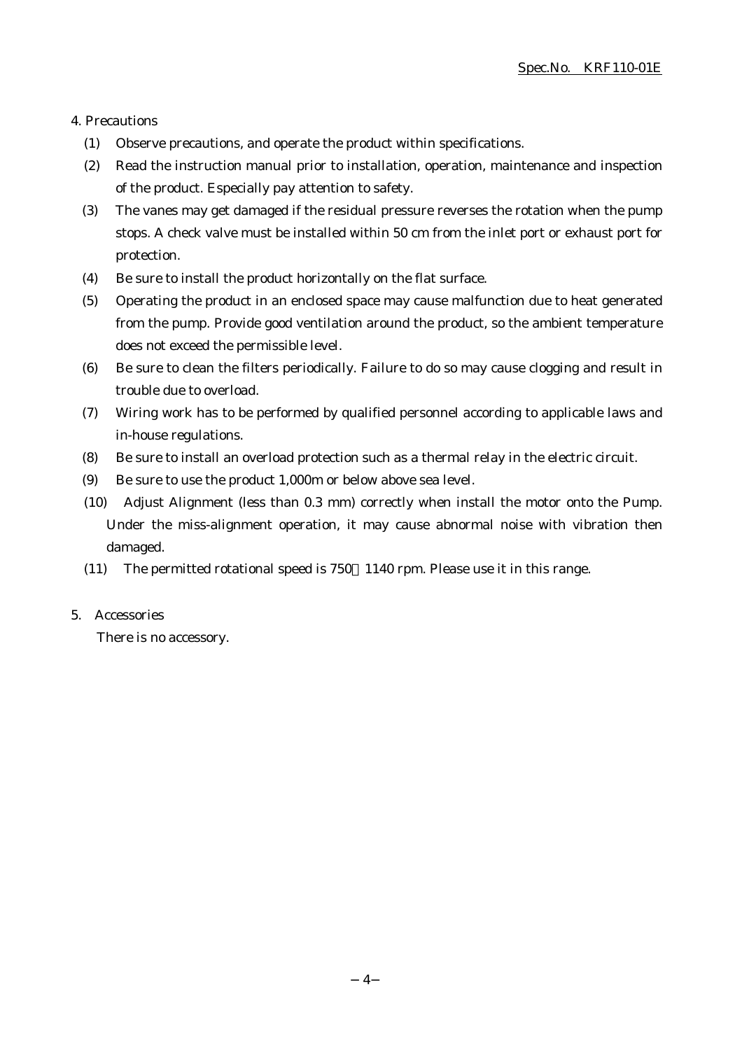## 4. Precautions

(1) Observe precautions, and operate the product within specifications.

(2) Read the instruction manual prior to installation, operation, maintenance and inspection of the product. Especially pay attention to safety.

(3) The vanes may get damaged if the residual pressure reverses the rotation when the pump stops. A check valve must be installed within 50 cm from the inlet port or exhaust port for protection.

(4) Be sure to install the product horizontally on the flat surface.

(5) Operating the product in an enclosed space may cause malfunction due to heat generated from the pump. Provide good ventilation around the product, so the ambient temperature does not exceed the permissible level.

(6) Be sure to clean the filters periodically. Failure to do so may cause clogging and result in trouble due to overload.

(7) Wiring work has to be performed by qualified personnel according to applicable laws and in-house regulations.

(8) Be sure to install an overload protection such as a thermal relay in the electric circuit.

(9) Be sure to use the product 1,000m or below above sea level.

(10) Adjust Alignment (less than 0.3 mm) correctly when install the motor onto the Pump. Under the miss-alignment operation, it may cause abnormal noise with vibration then damaged.

(11) The permitted rotational speed is 750～1140 rpm. Please use it in this range.

## 5. Accessories

There is no accessory.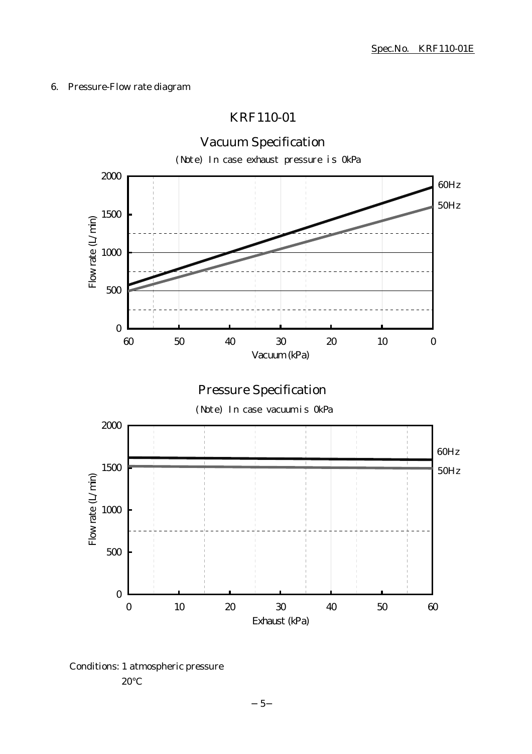## 6. Pressure-Flow rate diagram

### KRF110-01

#### Vacuum Specification

(Note) In case exhaust pressure is 0kPa

Flow rate (L/min) vs. Vacuum (kPa)

- Y-axis: 0, 500, 1000, 1500, 2000
- X-axis: 60, 50, 40, 30, 20, 10, 0
- 60Hz
- 50Hz

#### Pressure Specification

(Note) In case vacuum is 0kPa

Flow rate (L/min) vs. Exhaust (kPa)

- Y-axis: 0, 500, 1000, 1500, 2000
- X-axis: 0, 10, 20, 30, 40, 50, 60
- 60Hz
- 50Hz

Conditions: 1 atmospheric pressure
20°C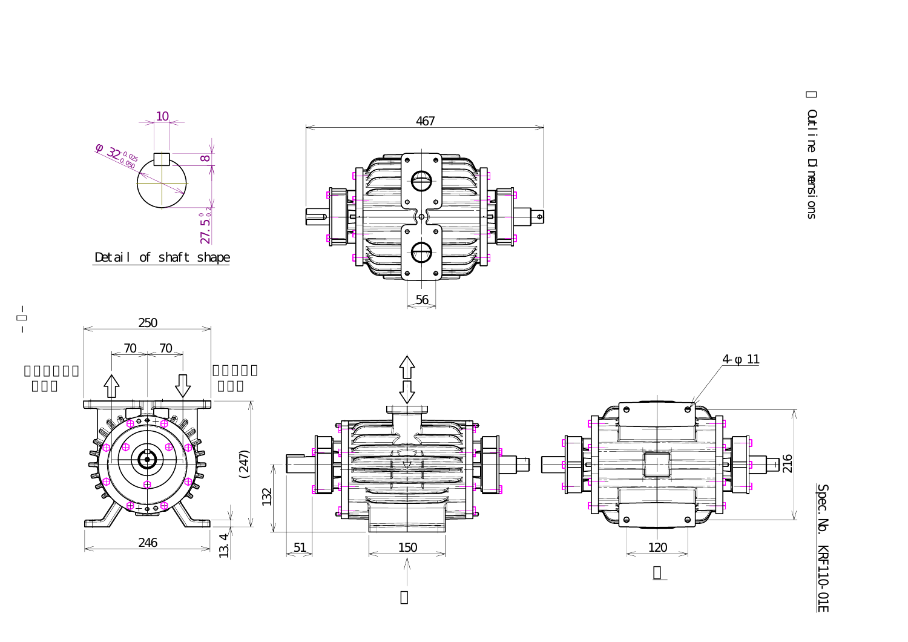Outline Dimensions

Detail of shaft shape

10

φ 32 $^{-0.025}_{-0.050}$

8

27.5 $^{0}_{-0.2}$

467

56

250

70

70

(247)

246

13.4

132

51

150

4-φ 11

216

120

Spec. No. KRF110-01E